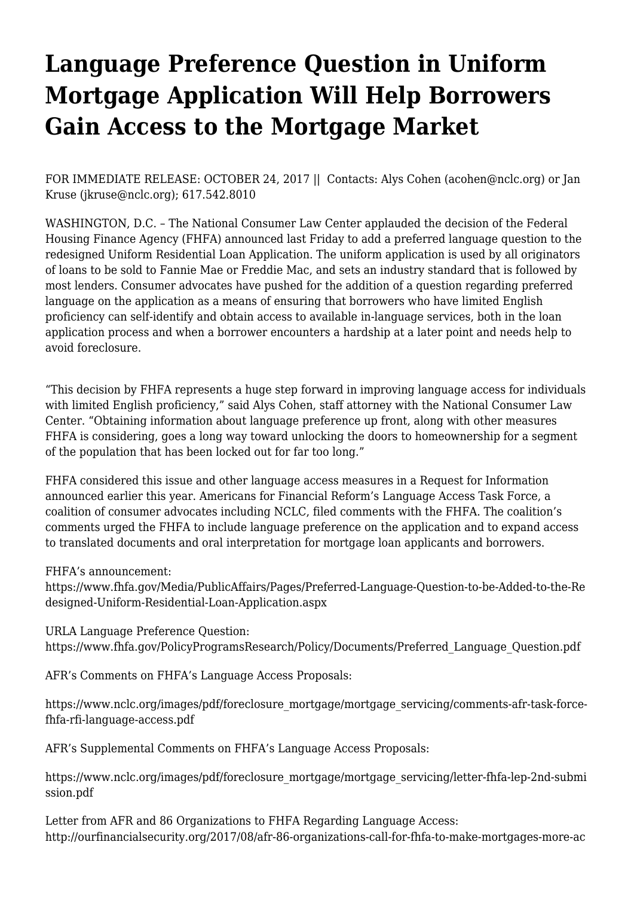# Language Preference Question in Uniform Mortgage Application Will Help Borrowers Gain Access to the Mortgage Market

FOR IMMEDIATE RELEASE: OCTOBER 24, 2017 || Contacts: Alys Cohen (acohen@nclc.org) or Jan Kruse (jkruse@nclc.org); 617.542.8010

WASHINGTON, D.C. – The National Consumer Law Center applauded the decision of the Federal Housing Finance Agency (FHFA) announced last Friday to add a preferred language question to the redesigned Uniform Residential Loan Application. The uniform application is used by all originators of loans to be sold to Fannie Mae or Freddie Mac, and sets an industry standard that is followed by most lenders. Consumer advocates have pushed for the addition of a question regarding preferred language on the application as a means of ensuring that borrowers who have limited English proficiency can self-identify and obtain access to available in-language services, both in the loan application process and when a borrower encounters a hardship at a later point and needs help to avoid foreclosure.

"This decision by FHFA represents a huge step forward in improving language access for individuals with limited English proficiency," said Alys Cohen, staff attorney with the National Consumer Law Center. "Obtaining information about language preference up front, along with other measures FHFA is considering, goes a long way toward unlocking the doors to homeownership for a segment of the population that has been locked out for far too long."

FHFA considered this issue and other language access measures in a Request for Information announced earlier this year. Americans for Financial Reform's Language Access Task Force, a coalition of consumer advocates including NCLC, filed comments with the FHFA. The coalition's comments urged the FHFA to include language preference on the application and to expand access to translated documents and oral interpretation for mortgage loan applicants and borrowers.

FHFA's announcement:
https://www.fhfa.gov/Media/PublicAffairs/Pages/Preferred-Language-Question-to-be-Added-to-the-Redesigned-Uniform-Residential-Loan-Application.aspx

URLA Language Preference Question:
https://www.fhfa.gov/PolicyProgramsResearch/Policy/Documents/Preferred_Language_Question.pdf

AFR's Comments on FHFA's Language Access Proposals:

https://www.nclc.org/images/pdf/foreclosure_mortgage/mortgage_servicing/comments-afr-task-force-fhfa-rfi-language-access.pdf

AFR's Supplemental Comments on FHFA's Language Access Proposals:

https://www.nclc.org/images/pdf/foreclosure_mortgage/mortgage_servicing/letter-fhfa-lep-2nd-submission.pdf

Letter from AFR and 86 Organizations to FHFA Regarding Language Access:
http://ourfinancialsecurity.org/2017/08/afr-86-organizations-call-for-fhfa-to-make-mortgages-more-ac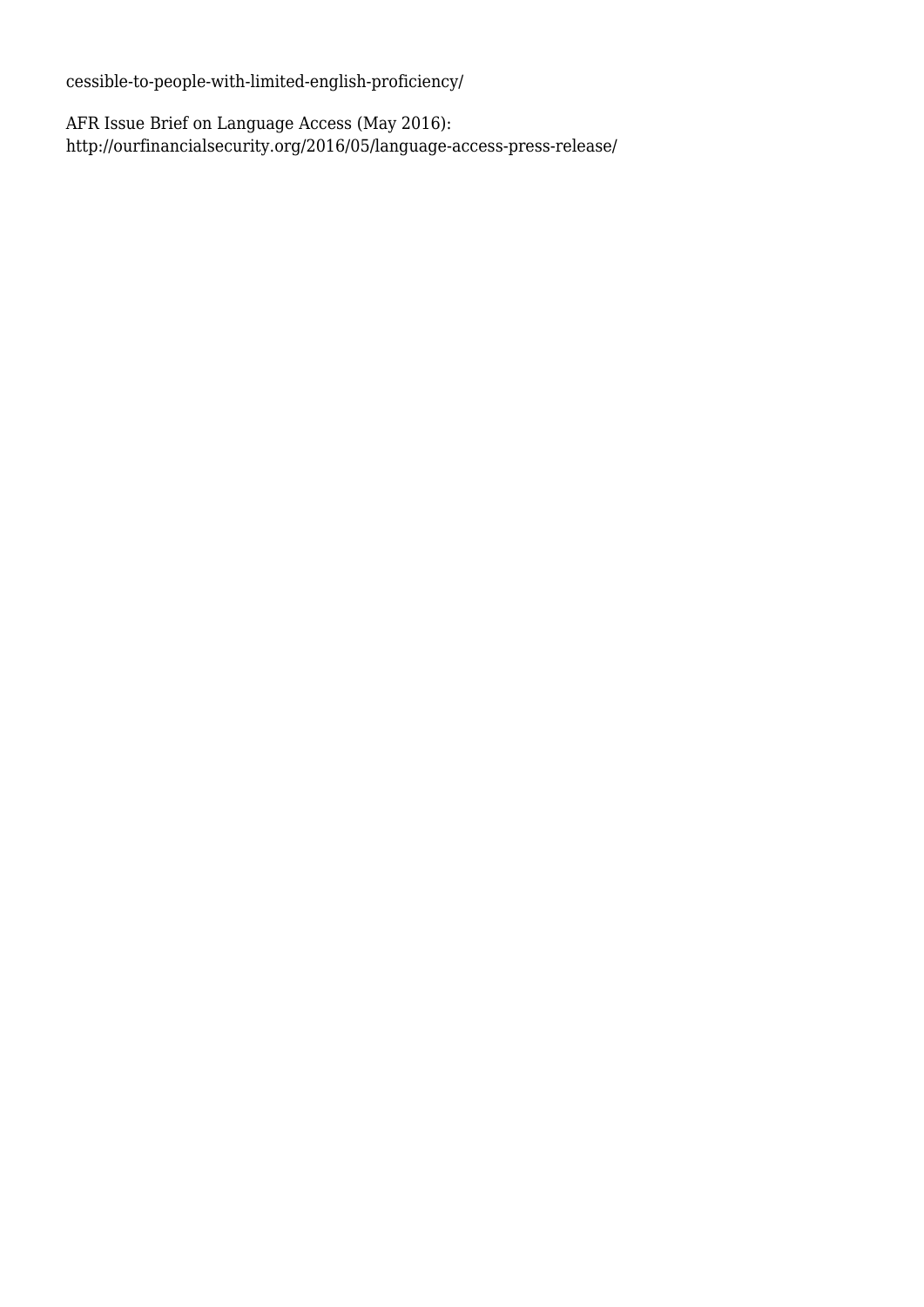cessible-to-people-with-limited-english-proficiency/

AFR Issue Brief on Language Access (May 2016):
http://ourfinancialsecurity.org/2016/05/language-access-press-release/